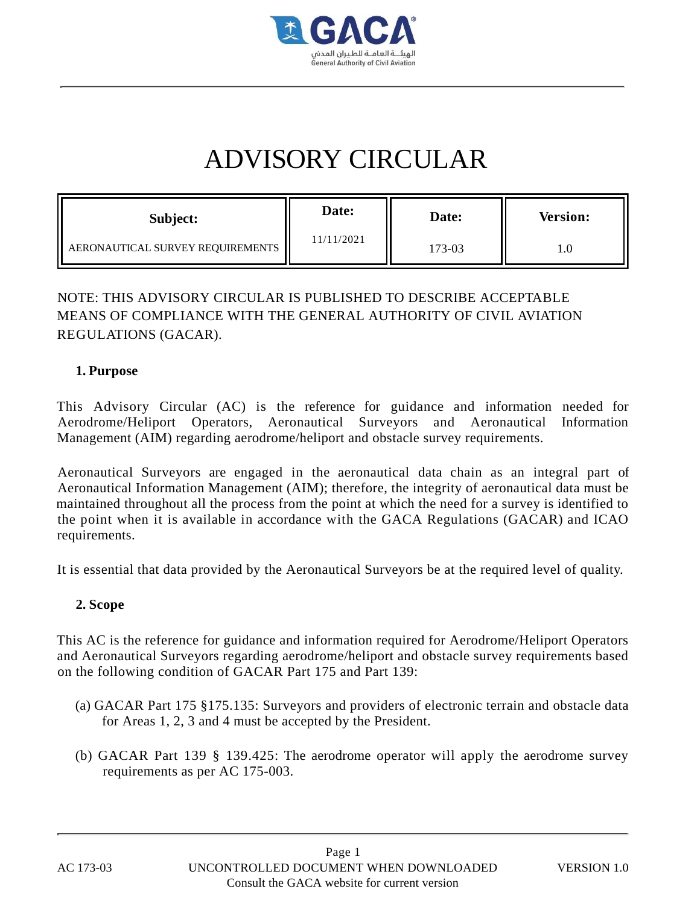# ADVISORY CIRCULAR

| Subject: | Date: | Date: | Version: |
|---|---|---|---|
| AERONAUTICAL SURVEY REQUIREMENTS | 11/11/2021 | 173-03 | 1.0 |

NOTE: THIS ADVISORY CIRCULAR IS PUBLISHED TO DESCRIBE ACCEPTABLE MEANS OF COMPLIANCE WITH THE GENERAL AUTHORITY OF CIVIL AVIATION REGULATIONS (GACAR).

## 1. Purpose

This Advisory Circular (AC) is the reference for guidance and information needed for Aerodrome/Heliport Operators, Aeronautical Surveyors and Aeronautical Information Management (AIM) regarding aerodrome/heliport and obstacle survey requirements.

Aeronautical Surveyors are engaged in the aeronautical data chain as an integral part of Aeronautical Information Management (AIM); therefore, the integrity of aeronautical data must be maintained throughout all the process from the point at which the need for a survey is identified to the point when it is available in accordance with the GACA Regulations (GACAR) and ICAO requirements.

It is essential that data provided by the Aeronautical Surveyors be at the required level of quality.

## 2. Scope

This AC is the reference for guidance and information required for Aerodrome/Heliport Operators and Aeronautical Surveyors regarding aerodrome/heliport and obstacle survey requirements based on the following condition of GACAR Part 175 and Part 139:

(a) GACAR Part 175 §175.135: Surveyors and providers of electronic terrain and obstacle data for Areas 1, 2, 3 and 4 must be accepted by the President.

(b) GACAR Part 139 § 139.425: The aerodrome operator will apply the aerodrome survey requirements as per AC 175-003.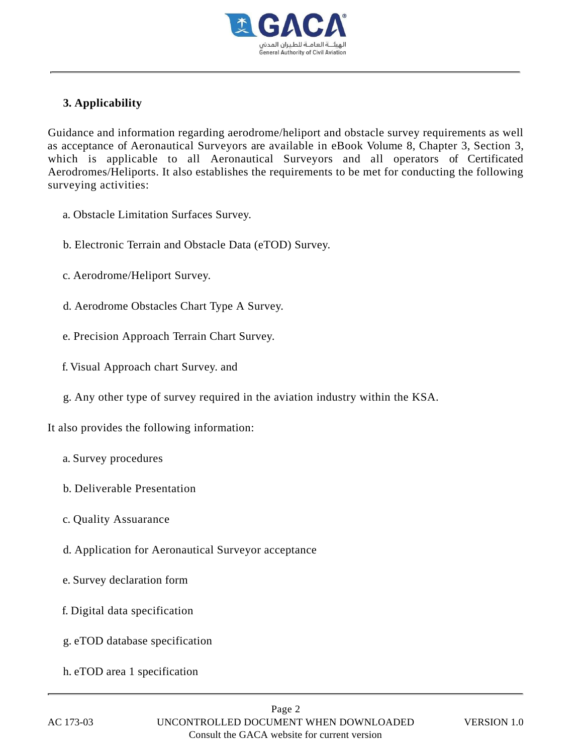## 3. Applicability

Guidance and information regarding aerodrome/heliport and obstacle survey requirements as well as acceptance of Aeronautical Surveyors are available in eBook Volume 8, Chapter 3, Section 3, which is applicable to all Aeronautical Surveyors and all operators of Certificated Aerodromes/Heliports. It also establishes the requirements to be met for conducting the following surveying activities:

a. Obstacle Limitation Surfaces Survey.

b. Electronic Terrain and Obstacle Data (eTOD) Survey.

c. Aerodrome/Heliport Survey.

d. Aerodrome Obstacles Chart Type A Survey.

e. Precision Approach Terrain Chart Survey.

f. Visual Approach chart Survey. and

g. Any other type of survey required in the aviation industry within the KSA.

It also provides the following information:

a. Survey procedures

b. Deliverable Presentation

c. Quality Assuarance

d. Application for Aeronautical Surveyor acceptance

e. Survey declaration form

f. Digital data specification

g. eTOD database specification

h. eTOD area 1 specification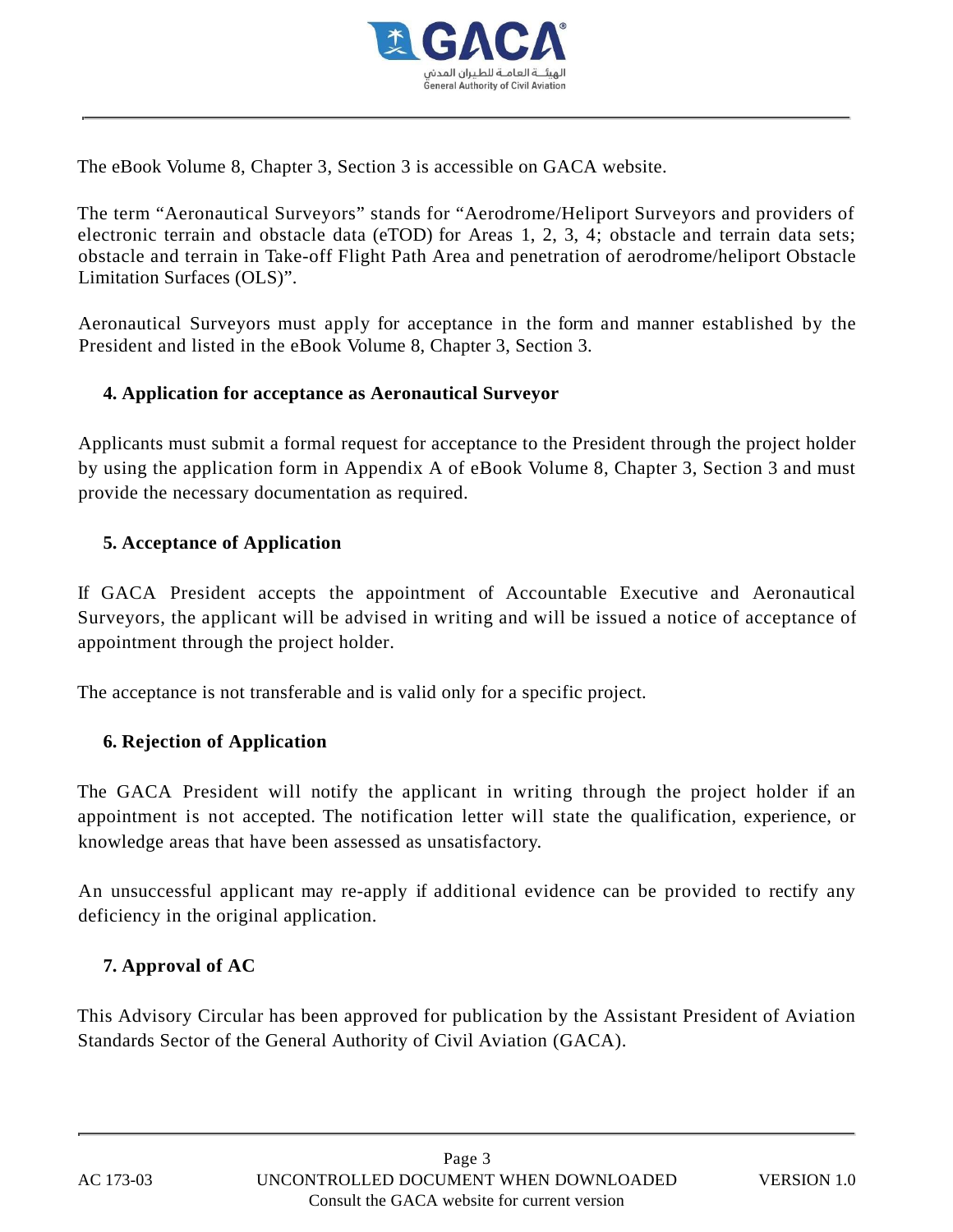The eBook Volume 8, Chapter 3, Section 3 is accessible on GACA website.

The term “Aeronautical Surveyors” stands for “Aerodrome/Heliport Surveyors and providers of electronic terrain and obstacle data (eTOD) for Areas 1, 2, 3, 4; obstacle and terrain data sets; obstacle and terrain in Take-off Flight Path Area and penetration of aerodrome/heliport Obstacle Limitation Surfaces (OLS)”.

Aeronautical Surveyors must apply for acceptance in the form and manner established by the President and listed in the eBook Volume 8, Chapter 3, Section 3.

## 4. Application for acceptance as Aeronautical Surveyor

Applicants must submit a formal request for acceptance to the President through the project holder by using the application form in Appendix A of eBook Volume 8, Chapter 3, Section 3 and must provide the necessary documentation as required.

## 5. Acceptance of Application

If GACA President accepts the appointment of Accountable Executive and Aeronautical Surveyors, the applicant will be advised in writing and will be issued a notice of acceptance of appointment through the project holder.

The acceptance is not transferable and is valid only for a specific project.

## 6. Rejection of Application

The GACA President will notify the applicant in writing through the project holder if an appointment is not accepted. The notification letter will state the qualification, experience, or knowledge areas that have been assessed as unsatisfactory.

An unsuccessful applicant may re-apply if additional evidence can be provided to rectify any deficiency in the original application.

## 7. Approval of AC

This Advisory Circular has been approved for publication by the Assistant President of Aviation Standards Sector of the General Authority of Civil Aviation (GACA).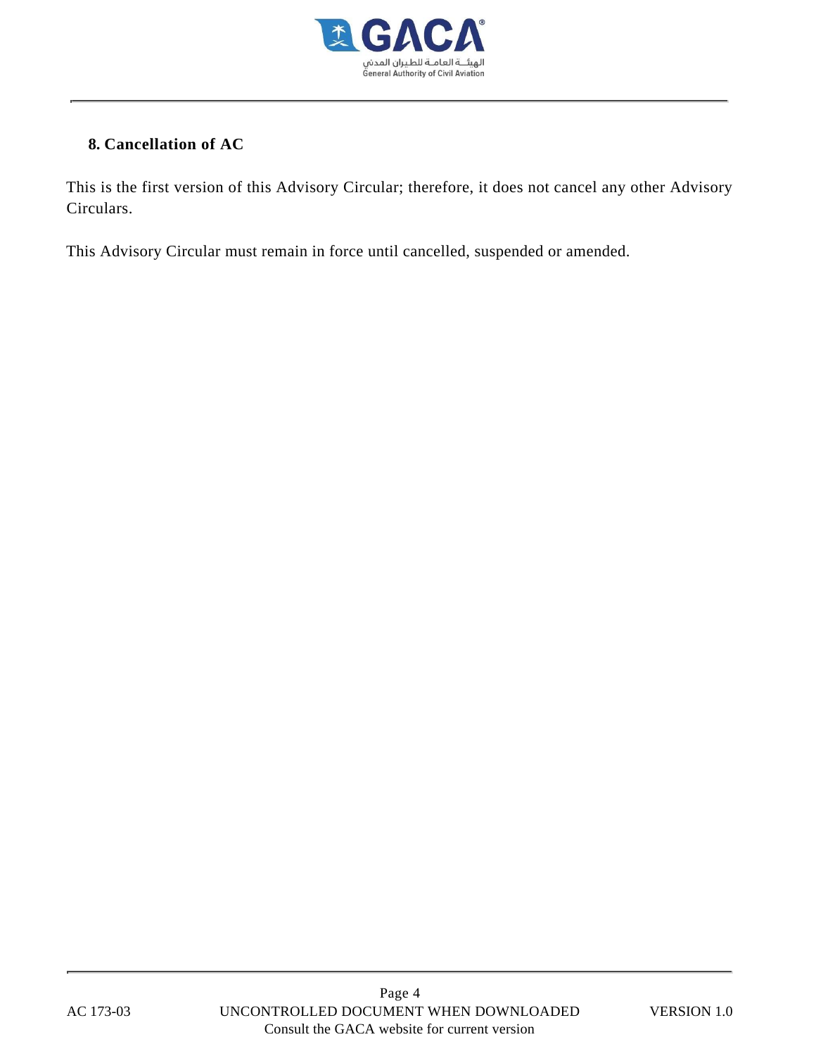## 8. Cancellation of AC

This is the first version of this Advisory Circular; therefore, it does not cancel any other Advisory Circulars.

This Advisory Circular must remain in force until cancelled, suspended or amended.